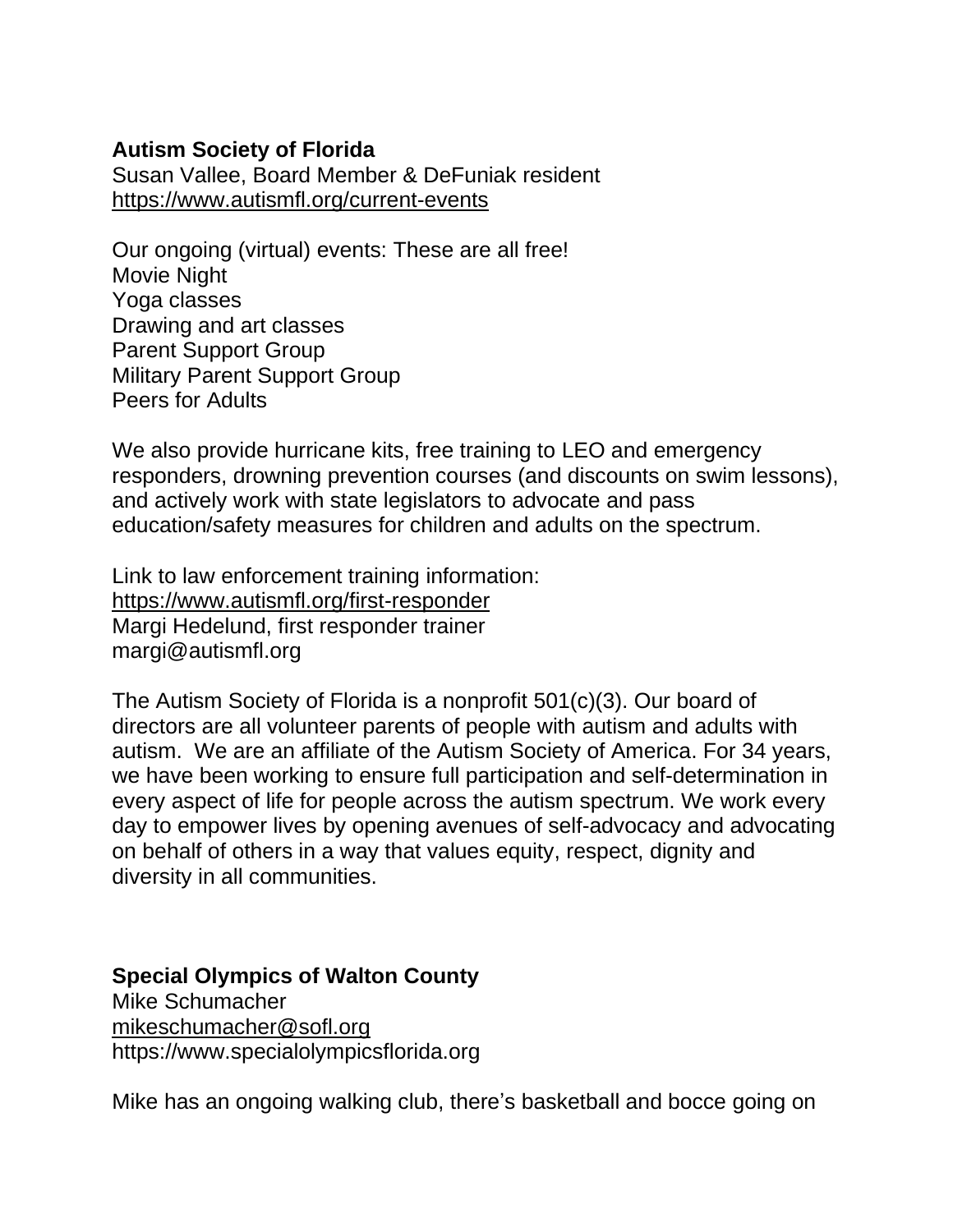**Autism Society of Florida**
Susan Vallee, Board Member & DeFuniak resident
https://www.autismfl.org/current-events

Our ongoing (virtual) events: These are all free!
Movie Night
Yoga classes
Drawing and art classes
Parent Support Group
Military Parent Support Group
Peers for Adults

We also provide hurricane kits, free training to LEO and emergency responders, drowning prevention courses (and discounts on swim lessons), and actively work with state legislators to advocate and pass education/safety measures for children and adults on the spectrum.

Link to law enforcement training information:
https://www.autismfl.org/first-responder
Margi Hedelund, first responder trainer
margi@autismfl.org

The Autism Society of Florida is a nonprofit 501(c)(3). Our board of directors are all volunteer parents of people with autism and adults with autism. We are an affiliate of the Autism Society of America. For 34 years, we have been working to ensure full participation and self-determination in every aspect of life for people across the autism spectrum. We work every day to empower lives by opening avenues of self-advocacy and advocating on behalf of others in a way that values equity, respect, dignity and diversity in all communities.

**Special Olympics of Walton County**
Mike Schumacher
mikeschumacher@sofl.org
https://www.specialolympicsflorida.org

Mike has an ongoing walking club, there's basketball and bocce going on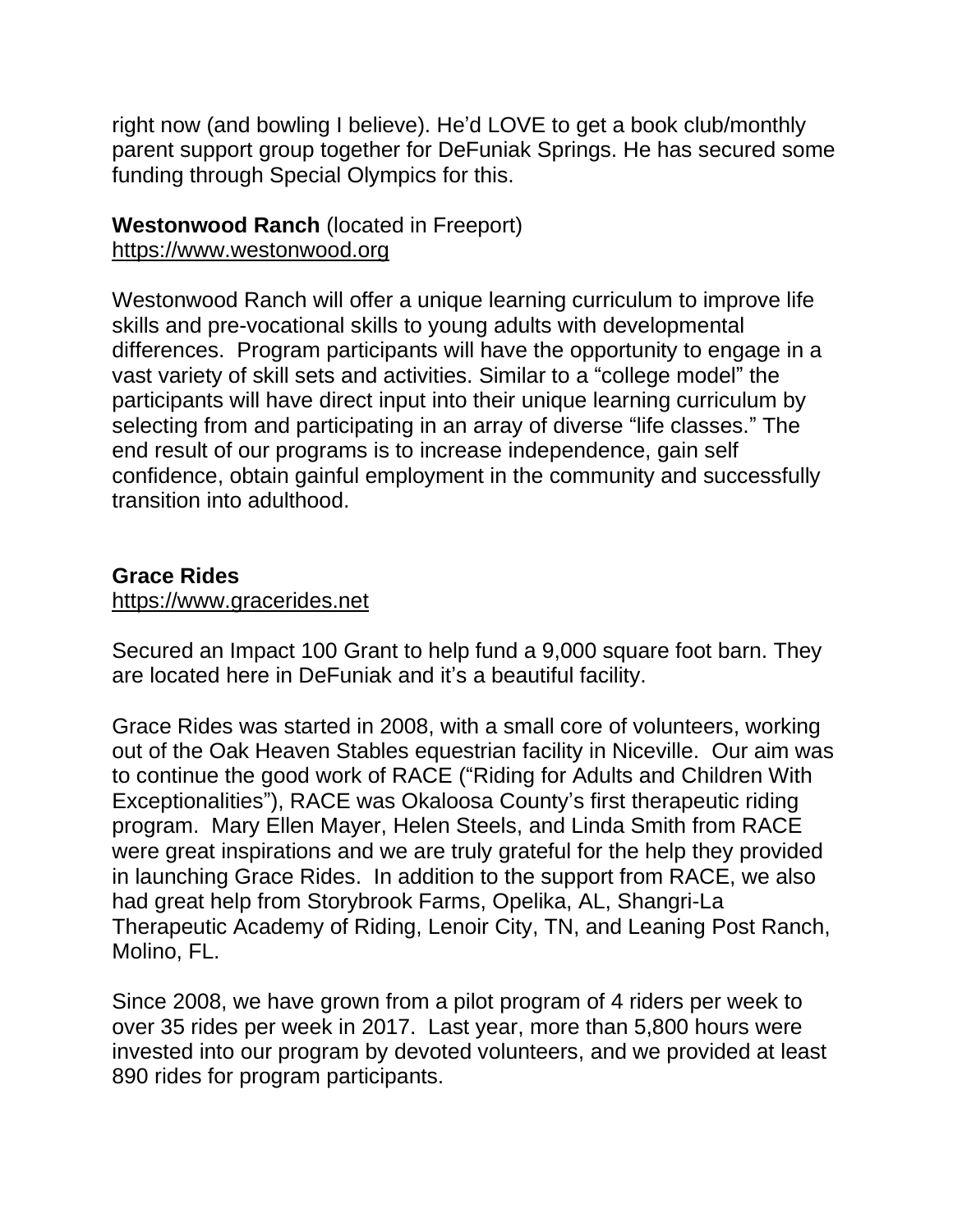right now (and bowling I believe). He'd LOVE to get a book club/monthly parent support group together for DeFuniak Springs. He has secured some funding through Special Olympics for this.

**Westonwood Ranch** (located in Freeport)
https://www.westonwood.org

Westonwood Ranch will offer a unique learning curriculum to improve life skills and pre-vocational skills to young adults with developmental differences.  Program participants will have the opportunity to engage in a vast variety of skill sets and activities. Similar to a "college model" the participants will have direct input into their unique learning curriculum by selecting from and participating in an array of diverse "life classes." The end result of our programs is to increase independence, gain self confidence, obtain gainful employment in the community and successfully transition into adulthood.

**Grace Rides**
https://www.gracerides.net

Secured an Impact 100 Grant to help fund a 9,000 square foot barn. They are located here in DeFuniak and it's a beautiful facility.

Grace Rides was started in 2008, with a small core of volunteers, working out of the Oak Heaven Stables equestrian facility in Niceville.  Our aim was to continue the good work of RACE ("Riding for Adults and Children With Exceptionalities"), RACE was Okaloosa County's first therapeutic riding program.  Mary Ellen Mayer, Helen Steels, and Linda Smith from RACE were great inspirations and we are truly grateful for the help they provided in launching Grace Rides.  In addition to the support from RACE, we also had great help from Storybrook Farms, Opelika, AL, Shangri-La Therapeutic Academy of Riding, Lenoir City, TN, and Leaning Post Ranch, Molino, FL.

Since 2008, we have grown from a pilot program of 4 riders per week to over 35 rides per week in 2017.  Last year, more than 5,800 hours were invested into our program by devoted volunteers, and we provided at least 890 rides for program participants.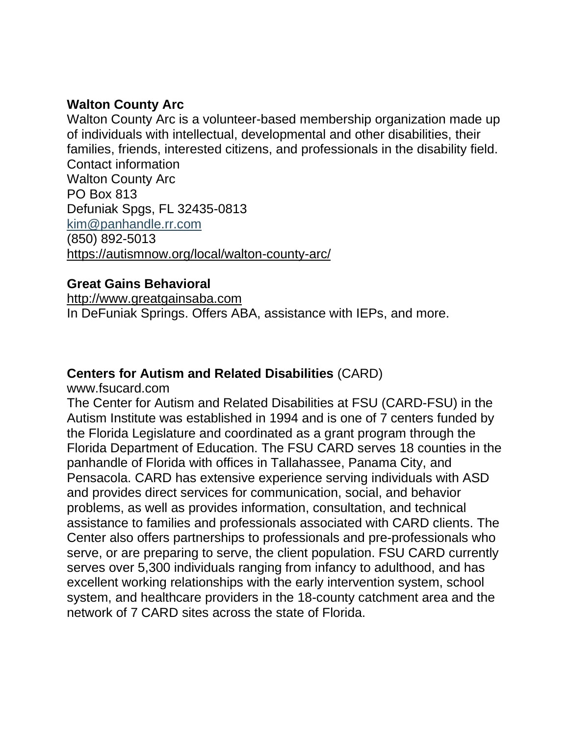**Walton County Arc**

Walton County Arc is a volunteer-based membership organization made up of individuals with intellectual, developmental and other disabilities, their families, friends, interested citizens, and professionals in the disability field.
Contact information
Walton County Arc
PO Box 813
Defuniak Spgs, FL 32435-0813
kim@panhandle.rr.com
(850) 892-5013
https://autismnow.org/local/walton-county-arc/

**Great Gains Behavioral**

http://www.greatgainsaba.com
In DeFuniak Springs. Offers ABA, assistance with IEPs, and more.

**Centers for Autism and Related Disabilities** (CARD)

www.fsucard.com
The Center for Autism and Related Disabilities at FSU (CARD-FSU) in the Autism Institute was established in 1994 and is one of 7 centers funded by the Florida Legislature and coordinated as a grant program through the Florida Department of Education. The FSU CARD serves 18 counties in the panhandle of Florida with offices in Tallahassee, Panama City, and Pensacola. CARD has extensive experience serving individuals with ASD and provides direct services for communication, social, and behavior problems, as well as provides information, consultation, and technical assistance to families and professionals associated with CARD clients. The Center also offers partnerships to professionals and pre-professionals who serve, or are preparing to serve, the client population. FSU CARD currently serves over 5,300 individuals ranging from infancy to adulthood, and has excellent working relationships with the early intervention system, school system, and healthcare providers in the 18-county catchment area and the network of 7 CARD sites across the state of Florida.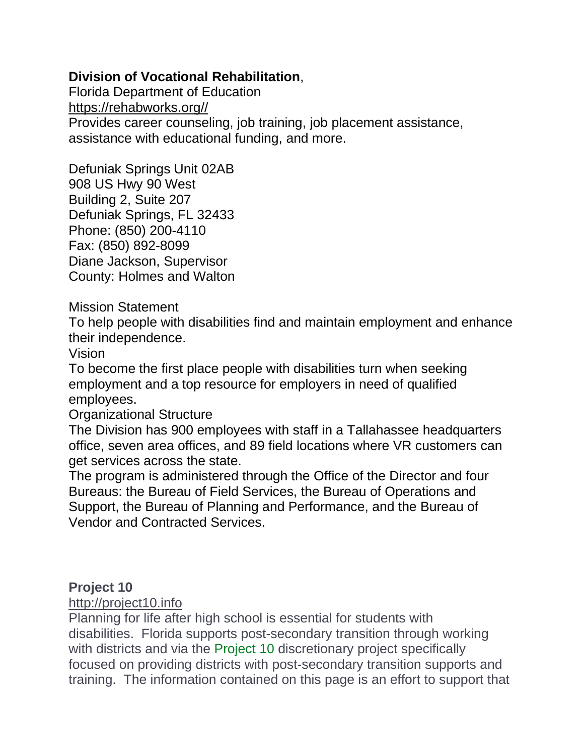**Division of Vocational Rehabilitation**,
Florida Department of Education
https://rehabworks.org//
Provides career counseling, job training, job placement assistance, assistance with educational funding, and more.

Defuniak Springs Unit 02AB
908 US Hwy 90 West
Building 2, Suite 207
Defuniak Springs, FL 32433
Phone: (850) 200-4110
Fax: (850) 892-8099
Diane Jackson, Supervisor
County: Holmes and Walton

Mission Statement
To help people with disabilities find and maintain employment and enhance their independence.
Vision
To become the first place people with disabilities turn when seeking employment and a top resource for employers in need of qualified employees.
Organizational Structure
The Division has 900 employees with staff in a Tallahassee headquarters office, seven area offices, and 89 field locations where VR customers can get services across the state.
The program is administered through the Office of the Director and four Bureaus: the Bureau of Field Services, the Bureau of Operations and Support, the Bureau of Planning and Performance, and the Bureau of Vendor and Contracted Services.

**Project 10**
http://project10.info
Planning for life after high school is essential for students with disabilities. Florida supports post-secondary transition through working with districts and via the Project 10 discretionary project specifically focused on providing districts with post-secondary transition supports and training. The information contained on this page is an effort to support that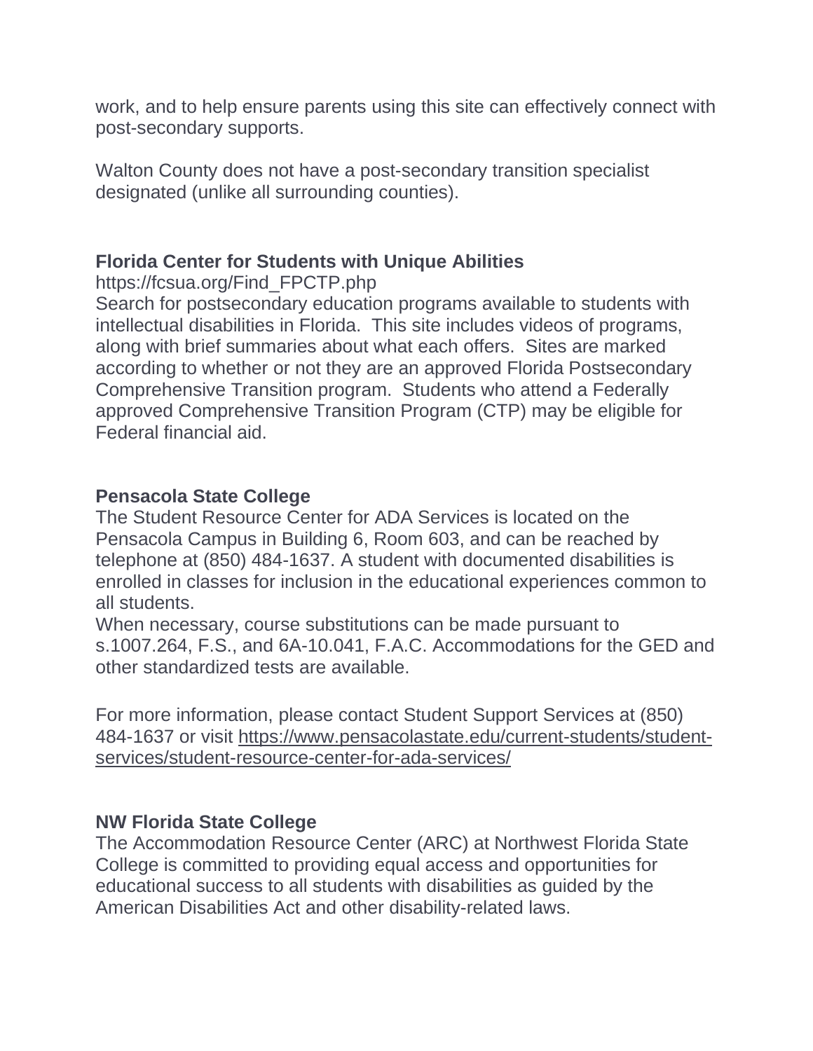work, and to help ensure parents using this site can effectively connect with post-secondary supports.

Walton County does not have a post-secondary transition specialist designated (unlike all surrounding counties).

**Florida Center for Students with Unique Abilities**
https://fcsua.org/Find_FPCTP.php
Search for postsecondary education programs available to students with intellectual disabilities in Florida. This site includes videos of programs, along with brief summaries about what each offers. Sites are marked according to whether or not they are an approved Florida Postsecondary Comprehensive Transition program. Students who attend a Federally approved Comprehensive Transition Program (CTP) may be eligible for Federal financial aid.

**Pensacola State College**
The Student Resource Center for ADA Services is located on the Pensacola Campus in Building 6, Room 603, and can be reached by telephone at (850) 484-1637. A student with documented disabilities is enrolled in classes for inclusion in the educational experiences common to all students.
When necessary, course substitutions can be made pursuant to s.1007.264, F.S., and 6A-10.041, F.A.C. Accommodations for the GED and other standardized tests are available.

For more information, please contact Student Support Services at (850) 484-1637 or visit https://www.pensacolastate.edu/current-students/student-services/student-resource-center-for-ada-services/

**NW Florida State College**
The Accommodation Resource Center (ARC) at Northwest Florida State College is committed to providing equal access and opportunities for educational success to all students with disabilities as guided by the American Disabilities Act and other disability-related laws.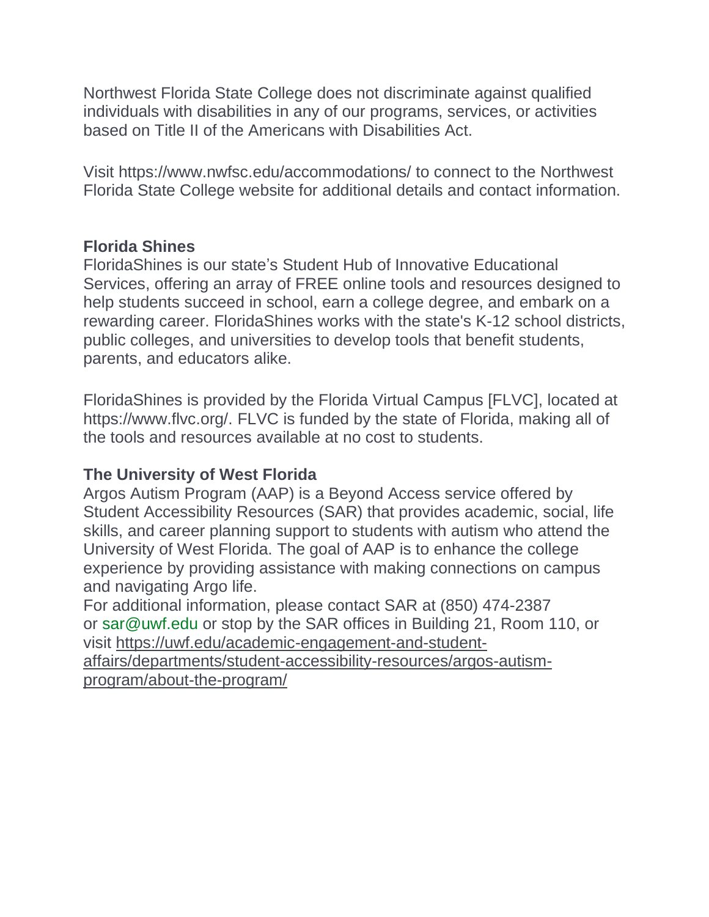Northwest Florida State College does not discriminate against qualified individuals with disabilities in any of our programs, services, or activities based on Title II of the Americans with Disabilities Act.

Visit https://www.nwfsc.edu/accommodations/ to connect to the Northwest Florida State College website for additional details and contact information.

**Florida Shines**

FloridaShines is our state's Student Hub of Innovative Educational Services, offering an array of FREE online tools and resources designed to help students succeed in school, earn a college degree, and embark on a rewarding career. FloridaShines works with the state's K-12 school districts, public colleges, and universities to develop tools that benefit students, parents, and educators alike.

FloridaShines is provided by the Florida Virtual Campus [FLVC], located at https://www.flvc.org/. FLVC is funded by the state of Florida, making all of the tools and resources available at no cost to students.

**The University of West Florida**

Argos Autism Program (AAP) is a Beyond Access service offered by Student Accessibility Resources (SAR) that provides academic, social, life skills, and career planning support to students with autism who attend the University of West Florida. The goal of AAP is to enhance the college experience by providing assistance with making connections on campus and navigating Argo life.

For additional information, please contact SAR at (850) 474-2387 or sar@uwf.edu or stop by the SAR offices in Building 21, Room 110, or visit https://uwf.edu/academic-engagement-and-student-affairs/departments/student-accessibility-resources/argos-autism-program/about-the-program/